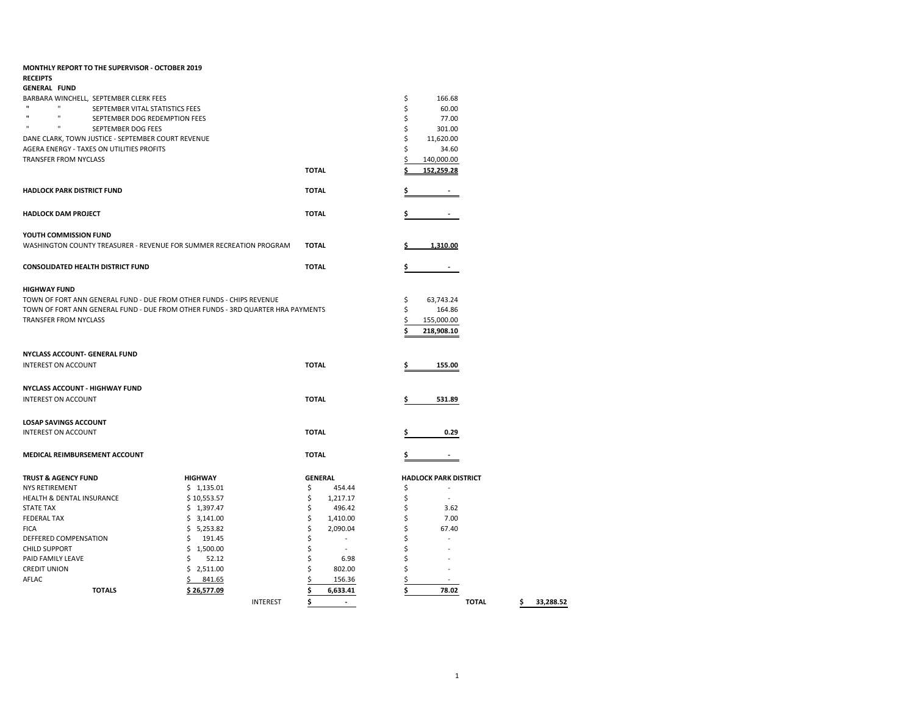**MONTHLY REPORT TO THE SUPERVISOR - OCTOBER 2019**

**RECEIPTS**

**GENERAL FUND**

| | | |
|---|---|---|
| BARBARA WINCHELL, SEPTEMBER CLERK FEES | | $ 166.68 |
| " " SEPTEMBER VITAL STATISTICS FEES | | $ 60.00 |
| " " SEPTEMBER DOG REDEMPTION FEES | | $ 77.00 |
| " " SEPTEMBER DOG FEES | | $ 301.00 |
| DANE CLARK, TOWN JUSTICE - SEPTEMBER COURT REVENUE | | $ 11,620.00 |
| AGERA ENERGY - TAXES ON UTILITIES PROFITS | | $ 34.60 |
| TRANSFER FROM NYCLASS | | $ 140,000.00 |
| | **TOTAL** | **$ 152,259.28** |

| | | |
|---|---|---|
| **HADLOCK PARK DISTRICT FUND** | **TOTAL** | **$ -** |
| **HADLOCK DAM PROJECT** | **TOTAL** | **$ -** |

**YOUTH COMMISSION FUND**

| | | |
|---|---|---|
| WASHINGTON COUNTY TREASURER - REVENUE FOR SUMMER RECREATION PROGRAM | **TOTAL** | **$ 1,310.00** |

| | | |
|---|---|---|
| **CONSOLIDATED HEALTH DISTRICT FUND** | **TOTAL** | **$ -** |

**HIGHWAY FUND**

| | |
|---|---|
| TOWN OF FORT ANN GENERAL FUND - DUE FROM OTHER FUNDS - CHIPS REVENUE | $ 63,743.24 |
| TOWN OF FORT ANN GENERAL FUND - DUE FROM OTHER FUNDS - 3RD QUARTER HRA PAYMENTS | $ 164.86 |
| TRANSFER FROM NYCLASS | $ 155,000.00 |
| | **$ 218,908.10** |

**NYCLASS ACCOUNT- GENERAL FUND**

| | | |
|---|---|---|
| INTEREST ON ACCOUNT | **TOTAL** | **$ 155.00** |

**NYCLASS ACCOUNT - HIGHWAY FUND**

| | | |
|---|---|---|
| INTEREST ON ACCOUNT | **TOTAL** | **$ 531.89** |

**LOSAP SAVINGS ACCOUNT**

| | | |
|---|---|---|
| INTEREST ON ACCOUNT | **TOTAL** | **$ 0.29** |

| | | |
|---|---|---|
| **MEDICAL REIMBURSEMENT ACCOUNT** | **TOTAL** | **$ -** |

| **TRUST & AGENCY FUND** | **HIGHWAY** | **GENERAL** | **HADLOCK PARK DISTRICT** | |
|---|---|---|---|---|
| NYS RETIREMENT | $ 1,135.01 | $ 454.44 | $ - | |
| HEALTH & DENTAL INSURANCE | $ 10,553.57 | $ 1,217.17 | $ - | |
| STATE TAX | $ 1,397.47 | $ 496.42 | $ 3.62 | |
| FEDERAL TAX | $ 3,141.00 | $ 1,410.00 | $ 7.00 | |
| FICA | $ 5,253.82 | $ 2,090.04 | $ 67.40 | |
| DEFFERED COMPENSATION | $ 191.45 | $ - | $ - | |
| CHILD SUPPORT | $ 1,500.00 | $ - | $ - | |
| PAID FAMILY LEAVE | $ 52.12 | $ 6.98 | $ - | |
| CREDIT UNION | $ 2,511.00 | $ 802.00 | $ - | |
| AFLAC | $ 841.65 | $ 156.36 | $ - | |
| **TOTALS** | **$ 26,577.09** | **$ 6,633.41** | **$ 78.02** | |
| | INTEREST | $ - | **TOTAL** | **$ 33,288.52** |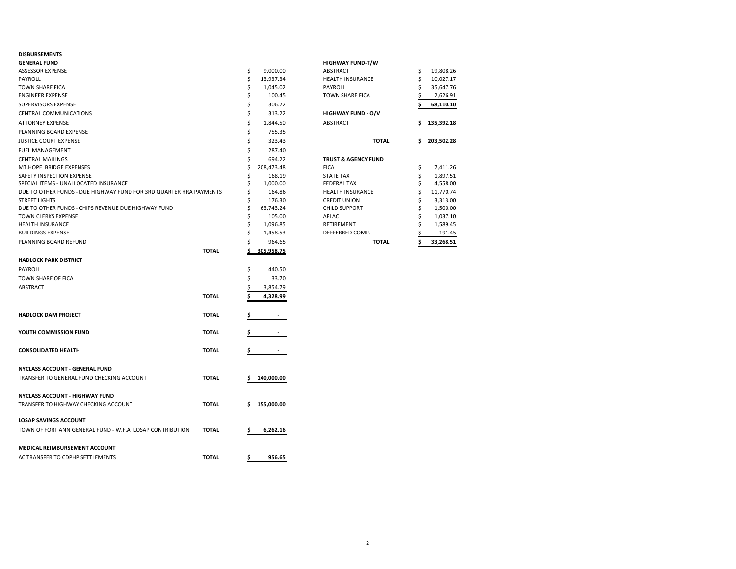**DISBURSEMENTS**

**GENERAL FUND**

| Item | | Amount |
|---|---|---|
| ASSESSOR EXPENSE | | $ 9,000.00 |
| PAYROLL | | $ 13,937.34 |
| TOWN SHARE FICA | | $ 1,045.02 |
| ENGINEER EXPENSE | | $ 100.45 |
| SUPERVISORS EXPENSE | | $ 306.72 |
| CENTRAL COMMUNICATIONS | | $ 313.22 |
| ATTORNEY EXPENSE | | $ 1,844.50 |
| PLANNING BOARD EXPENSE | | $ 755.35 |
| JUSTICE COURT EXPENSE | | $ 323.43 |
| FUEL MANAGEMENT | | $ 287.40 |
| CENTRAL MAILINGS | | $ 694.22 |
| MT.HOPE BRIDGE EXPENSES | | $ 208,473.48 |
| SAFETY INSPECTION EXPENSE | | $ 168.19 |
| SPECIAL ITEMS - UNALLOCATED INSURANCE | | $ 1,000.00 |
| DUE TO OTHER FUNDS - DUE HIGHWAY FUND FOR 3RD QUARTER HRA PAYMENTS | | $ 164.86 |
| STREET LIGHTS | | $ 176.30 |
| DUE TO OTHER FUNDS - CHIPS REVENUE DUE HIGHWAY FUND | | $ 63,743.24 |
| TOWN CLERKS EXPENSE | | $ 105.00 |
| HEALTH INSURANCE | | $ 1,096.85 |
| BUILDINGS EXPENSE | | $ 1,458.53 |
| PLANNING BOARD REFUND | | $ 964.65 |
| | **TOTAL** | **$ 305,958.75** |

**HADLOCK PARK DISTRICT**

| Item | | Amount |
|---|---|---|
| PAYROLL | | $ 440.50 |
| TOWN SHARE OF FICA | | $ 33.70 |
| ABSTRACT | | $ 3,854.79 |
| | **TOTAL** | **$ 4,328.99** |

| | | |
|---|---|---|
| **HADLOCK DAM PROJECT** | **TOTAL** | **$ -** |
| **YOUTH COMMISSION FUND** | **TOTAL** | **$ -** |
| **CONSOLIDATED HEALTH** | **TOTAL** | **$ -** |

**NYCLASS ACCOUNT - GENERAL FUND**

| | | |
|---|---|---|
| TRANSFER TO GENERAL FUND CHECKING ACCOUNT | **TOTAL** | **$ 140,000.00** |

**NYCLASS ACCOUNT - HIGHWAY FUND**

| | | |
|---|---|---|
| TRANSFER TO HIGHWAY CHECKING ACCOUNT | **TOTAL** | **$ 155,000.00** |

**LOSAP SAVINGS ACCOUNT**

| | | |
|---|---|---|
| TOWN OF FORT ANN GENERAL FUND - W.F.A. LOSAP CONTRIBUTION | **TOTAL** | **$ 6,262.16** |

**MEDICAL REIMBURSEMENT ACCOUNT**

| | | |
|---|---|---|
| AC TRANSFER TO CDPHP SETTLEMENTS | **TOTAL** | **$ 956.65** |

**HIGHWAY FUND-T/W**

| Item | Amount |
|---|---|
| ABSTRACT | $ 19,808.26 |
| HEALTH INSURANCE | $ 10,027.17 |
| PAYROLL | $ 35,647.76 |
| TOWN SHARE FICA | $ 2,626.91 |
| | **$ 68,110.10** |

**HIGHWAY FUND - O/V**

| Item | Amount |
|---|---|
| ABSTRACT | **$ 135,392.18** |
| **TOTAL** | **$ 203,502.28** |

**TRUST & AGENCY FUND**

| Item | Amount |
|---|---|
| FICA | $ 7,411.26 |
| STATE TAX | $ 1,897.51 |
| FEDERAL TAX | $ 4,558.00 |
| HEALTH INSURANCE | $ 11,770.74 |
| CREDIT UNION | $ 3,313.00 |
| CHILD SUPPORT | $ 1,500.00 |
| AFLAC | $ 1,037.10 |
| RETIREMENT | $ 1,589.45 |
| DEFFERRED COMP. | $ 191.45 |
| **TOTAL** | **$ 33,268.51** |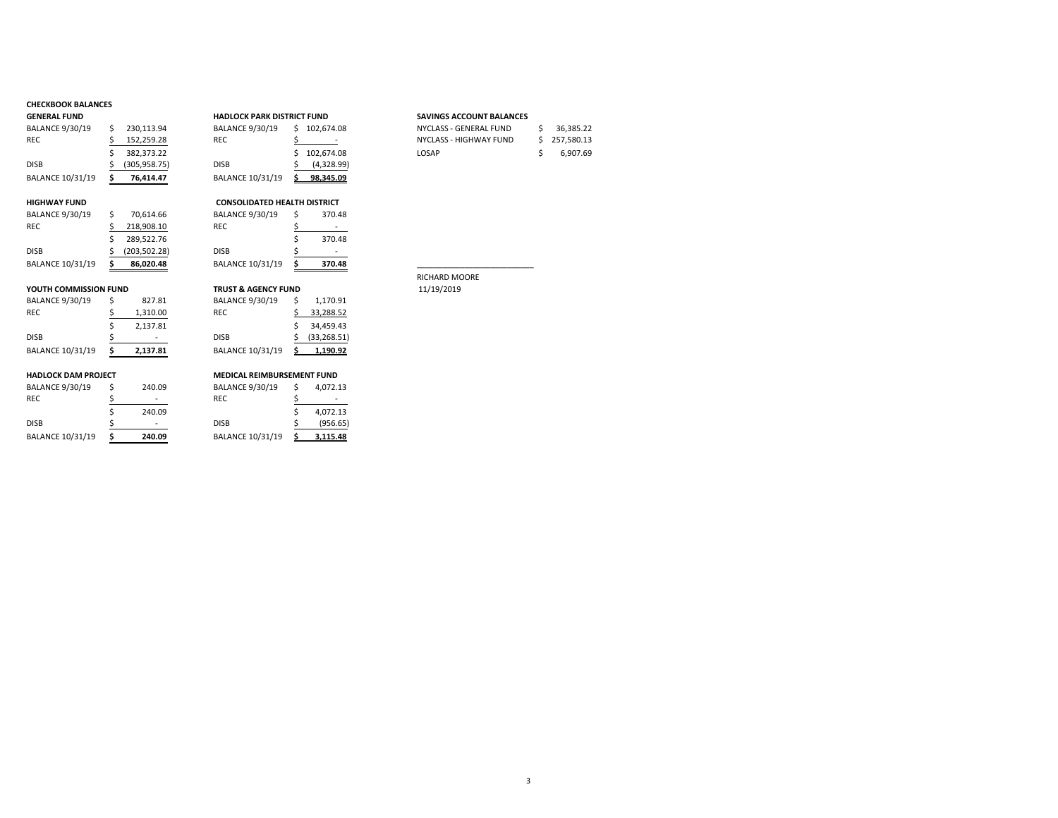**CHECKBOOK BALANCES**

**GENERAL FUND**

| | | |
|---|---|---|
| BALANCE 9/30/19 | $ | 230,113.94 |
| REC | $ | 152,259.28 |
| | $ | 382,373.22 |
| DISB | $ | (305,958.75) |
| BALANCE 10/31/19 | **$** | **76,414.47** |

**HIGHWAY FUND**

| | | |
|---|---|---|
| BALANCE 9/30/19 | $ | 70,614.66 |
| REC | $ | 218,908.10 |
| | $ | 289,522.76 |
| DISB | $ | (203,502.28) |
| BALANCE 10/31/19 | **$** | **86,020.48** |

**YOUTH COMMISSION FUND**

| | | |
|---|---|---|
| BALANCE 9/30/19 | $ | 827.81 |
| REC | $ | 1,310.00 |
| | $ | 2,137.81 |
| DISB | $ | - |
| BALANCE 10/31/19 | **$** | **2,137.81** |

**HADLOCK DAM PROJECT**

| | | |
|---|---|---|
| BALANCE 9/30/19 | $ | 240.09 |
| REC | $ | - |
| | $ | 240.09 |
| DISB | $ | - |
| BALANCE 10/31/19 | **$** | **240.09** |

**HADLOCK PARK DISTRICT FUND**

| | | |
|---|---|---|
| BALANCE 9/30/19 | $ | 102,674.08 |
| REC | $ | - |
| | $ | 102,674.08 |
| DISB | $ | (4,328.99) |
| BALANCE 10/31/19 | **$** | **98,345.09** |

**CONSOLIDATED HEALTH DISTRICT**

| | | |
|---|---|---|
| BALANCE 9/30/19 | $ | 370.48 |
| REC | $ | - |
| | $ | 370.48 |
| DISB | $ | - |
| BALANCE 10/31/19 | **$** | **370.48** |

**TRUST & AGENCY FUND**

| | | |
|---|---|---|
| BALANCE 9/30/19 | $ | 1,170.91 |
| REC | $ | 33,288.52 |
| | $ | 34,459.43 |
| DISB | $ | (33,268.51) |
| BALANCE 10/31/19 | **$** | **1,190.92** |

**MEDICAL REIMBURSEMENT FUND**

| | | |
|---|---|---|
| BALANCE 9/30/19 | $ | 4,072.13 |
| REC | $ | - |
| | $ | 4,072.13 |
| DISB | $ | (956.65) |
| BALANCE 10/31/19 | **$** | **3,115.48** |

**SAVINGS ACCOUNT BALANCES**

| | | |
|---|---|---|
| NYCLASS - GENERAL FUND | $ | 36,385.22 |
| NYCLASS - HIGHWAY FUND | $ | 257,580.13 |
| LOSAP | $ | 6,907.69 |

\_\_\_\_\_\_\_\_\_\_\_\_\_\_\_\_\_\_\_\_\_\_\_\_\_\_\_

RICHARD MOORE

11/19/2019